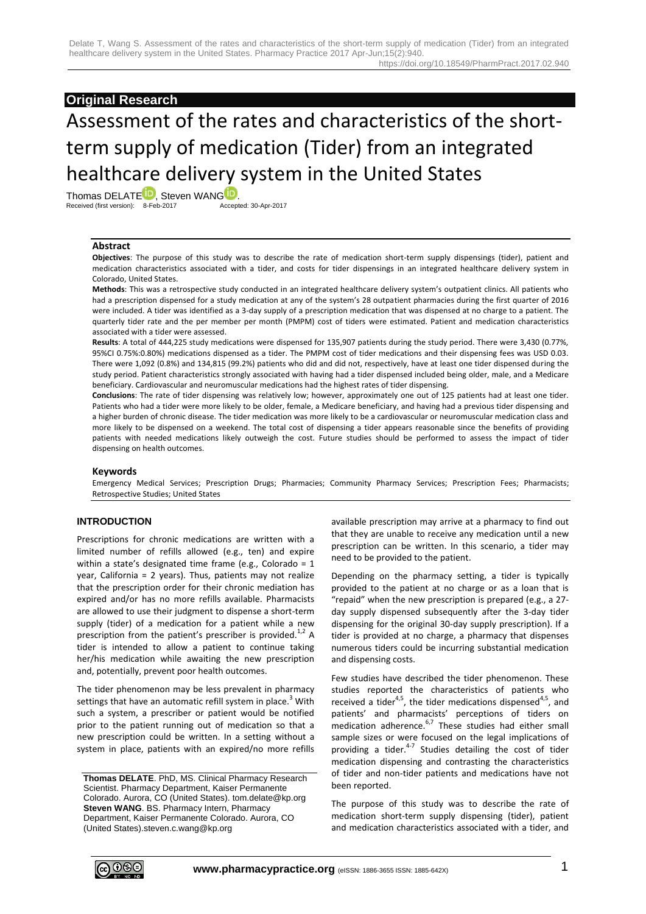## Original Research

# Assessment of the rates and characteristics of the short-term supply of medication (Tider) from an integrated healthcare delivery system in the United States

Thomas DELATE, Steven WANG.

Received (first version): 8-Feb-2017 Accepted: 30-Apr-2017

### Abstract

**Objectives**: The purpose of this study was to describe the rate of medication short-term supply dispensings (tider), patient and medication characteristics associated with a tider, and costs for tider dispensings in an integrated healthcare delivery system in Colorado, United States.

**Methods**: This was a retrospective study conducted in an integrated healthcare delivery system's outpatient clinics. All patients who had a prescription dispensed for a study medication at any of the system's 28 outpatient pharmacies during the first quarter of 2016 were included. A tider was identified as a 3-day supply of a prescription medication that was dispensed at no charge to a patient. The quarterly tider rate and the per member per month (PMPM) cost of tiders were estimated. Patient and medication characteristics associated with a tider were assessed.

**Results**: A total of 444,225 study medications were dispensed for 135,907 patients during the study period. There were 3,430 (0.77%, 95%CI 0.75%:0.80%) medications dispensed as a tider. The PMPM cost of tider medications and their dispensing fees was USD 0.03. There were 1,092 (0.8%) and 134,815 (99.2%) patients who did and did not, respectively, have at least one tider dispensed during the study period. Patient characteristics strongly associated with having had a tider dispensed included being older, male, and a Medicare beneficiary. Cardiovascular and neuromuscular medications had the highest rates of tider dispensing.

**Conclusions**: The rate of tider dispensing was relatively low; however, approximately one out of 125 patients had at least one tider. Patients who had a tider were more likely to be older, female, a Medicare beneficiary, and having had a previous tider dispensing and a higher burden of chronic disease. The tider medication was more likely to be a cardiovascular or neuromuscular medication class and more likely to be dispensed on a weekend. The total cost of dispensing a tider appears reasonable since the benefits of providing patients with needed medications likely outweigh the cost. Future studies should be performed to assess the impact of tider dispensing on health outcomes.

### Keywords

Emergency Medical Services; Prescription Drugs; Pharmacies; Community Pharmacy Services; Prescription Fees; Pharmacists; Retrospective Studies; United States

## INTRODUCTION

Prescriptions for chronic medications are written with a limited number of refills allowed (e.g., ten) and expire within a state's designated time frame (e.g., Colorado = 1 year, California = 2 years). Thus, patients may not realize that the prescription order for their chronic mediation has expired and/or has no more refills available. Pharmacists are allowed to use their judgment to dispense a short-term supply (tider) of a medication for a patient while a new prescription from the patient's prescriber is provided.[1,2] A tider is intended to allow a patient to continue taking her/his medication while awaiting the new prescription and, potentially, prevent poor health outcomes.

The tider phenomenon may be less prevalent in pharmacy settings that have an automatic refill system in place.[3] With such a system, a prescriber or patient would be notified prior to the patient running out of medication so that a new prescription could be written. In a setting without a system in place, patients with an expired/no more refills available prescription may arrive at a pharmacy to find out that they are unable to receive any medication until a new prescription can be written. In this scenario, a tider may need to be provided to the patient.

Depending on the pharmacy setting, a tider is typically provided to the patient at no charge or as a loan that is "repaid" when the new prescription is prepared (e.g., a 27-day supply dispensed subsequently after the 3-day tider dispensing for the original 30-day supply prescription). If a tider is provided at no charge, a pharmacy that dispenses numerous tiders could be incurring substantial medication and dispensing costs.

Few studies have described the tider phenomenon. These studies reported the characteristics of patients who received a tider[4,5], the tider medications dispensed[4,5], and patients' and pharmacists' perceptions of tiders on medication adherence.[6,7] These studies had either small sample sizes or were focused on the legal implications of providing a tider.[4-7] Studies detailing the cost of tider medication dispensing and contrasting the characteristics of tider and non-tider patients and medications have not been reported.

The purpose of this study was to describe the rate of medication short-term supply dispensing (tider), patient and medication characteristics associated with a tider, and

**Thomas DELATE**. PhD, MS. Clinical Pharmacy Research Scientist. Pharmacy Department, Kaiser Permanente Colorado. Aurora, CO (United States). tom.delate@kp.org
**Steven WANG**. BS. Pharmacy Intern, Pharmacy Department, Kaiser Permanente Colorado. Aurora, CO (United States).steven.c.wang@kp.org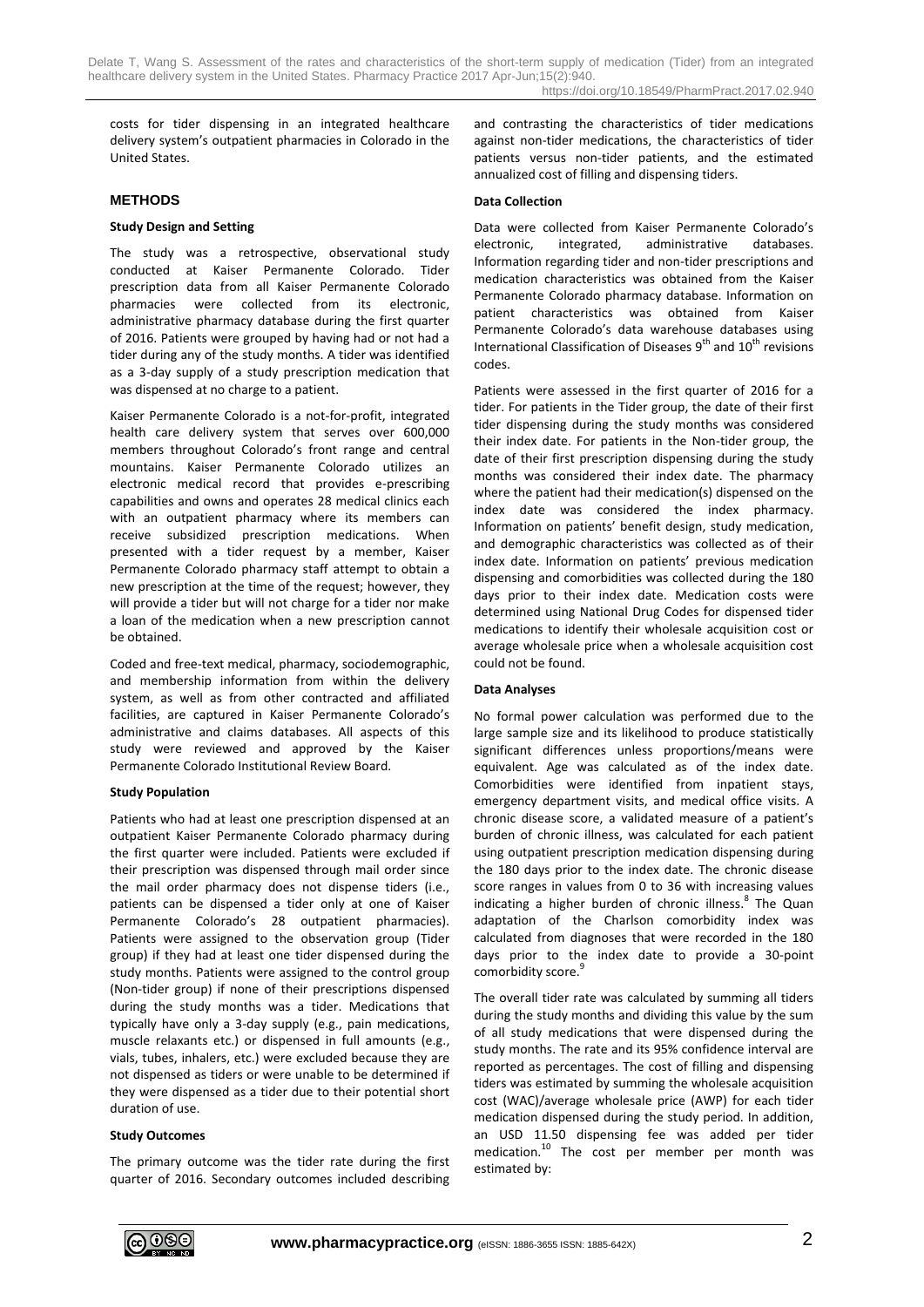costs for tider dispensing in an integrated healthcare delivery system's outpatient pharmacies in Colorado in the United States.

## METHODS

### Study Design and Setting

The study was a retrospective, observational study conducted at Kaiser Permanente Colorado. Tider prescription data from all Kaiser Permanente Colorado pharmacies were collected from its electronic, administrative pharmacy database during the first quarter of 2016. Patients were grouped by having had or not had a tider during any of the study months. A tider was identified as a 3-day supply of a study prescription medication that was dispensed at no charge to a patient.

Kaiser Permanente Colorado is a not-for-profit, integrated health care delivery system that serves over 600,000 members throughout Colorado's front range and central mountains. Kaiser Permanente Colorado utilizes an electronic medical record that provides e-prescribing capabilities and owns and operates 28 medical clinics each with an outpatient pharmacy where its members can receive subsidized prescription medications. When presented with a tider request by a member, Kaiser Permanente Colorado pharmacy staff attempt to obtain a new prescription at the time of the request; however, they will provide a tider but will not charge for a tider nor make a loan of the medication when a new prescription cannot be obtained.

Coded and free-text medical, pharmacy, sociodemographic, and membership information from within the delivery system, as well as from other contracted and affiliated facilities, are captured in Kaiser Permanente Colorado's administrative and claims databases. All aspects of this study were reviewed and approved by the Kaiser Permanente Colorado Institutional Review Board.

### Study Population

Patients who had at least one prescription dispensed at an outpatient Kaiser Permanente Colorado pharmacy during the first quarter were included. Patients were excluded if their prescription was dispensed through mail order since the mail order pharmacy does not dispense tiders (i.e., patients can be dispensed a tider only at one of Kaiser Permanente Colorado's 28 outpatient pharmacies). Patients were assigned to the observation group (Tider group) if they had at least one tider dispensed during the study months. Patients were assigned to the control group (Non-tider group) if none of their prescriptions dispensed during the study months was a tider. Medications that typically have only a 3-day supply (e.g., pain medications, muscle relaxants etc.) or dispensed in full amounts (e.g., vials, tubes, inhalers, etc.) were excluded because they are not dispensed as tiders or were unable to be determined if they were dispensed as a tider due to their potential short duration of use.

### Study Outcomes

The primary outcome was the tider rate during the first quarter of 2016. Secondary outcomes included describing and contrasting the characteristics of tider medications against non-tider medications, the characteristics of tider patients versus non-tider patients, and the estimated annualized cost of filling and dispensing tiders.

### Data Collection

Data were collected from Kaiser Permanente Colorado's electronic, integrated, administrative databases. Information regarding tider and non-tider prescriptions and medication characteristics was obtained from the Kaiser Permanente Colorado pharmacy database. Information on patient characteristics was obtained from Kaiser Permanente Colorado's data warehouse databases using International Classification of Diseases 9th and 10th revisions codes.

Patients were assessed in the first quarter of 2016 for a tider. For patients in the Tider group, the date of their first tider dispensing during the study months was considered their index date. For patients in the Non-tider group, the date of their first prescription dispensing during the study months was considered their index date. The pharmacy where the patient had their medication(s) dispensed on the index date was considered the index pharmacy. Information on patients' benefit design, study medication, and demographic characteristics was collected as of their index date. Information on patients' previous medication dispensing and comorbidities was collected during the 180 days prior to their index date. Medication costs were determined using National Drug Codes for dispensed tider medications to identify their wholesale acquisition cost or average wholesale price when a wholesale acquisition cost could not be found.

### Data Analyses

No formal power calculation was performed due to the large sample size and its likelihood to produce statistically significant differences unless proportions/means were equivalent. Age was calculated as of the index date. Comorbidities were identified from inpatient stays, emergency department visits, and medical office visits. A chronic disease score, a validated measure of a patient's burden of chronic illness, was calculated for each patient using outpatient prescription medication dispensing during the 180 days prior to the index date. The chronic disease score ranges in values from 0 to 36 with increasing values indicating a higher burden of chronic illness.[8] The Quan adaptation of the Charlson comorbidity index was calculated from diagnoses that were recorded in the 180 days prior to the index date to provide a 30-point comorbidity score.[9]

The overall tider rate was calculated by summing all tiders during the study months and dividing this value by the sum of all study medications that were dispensed during the study months. The rate and its 95% confidence interval are reported as percentages. The cost of filling and dispensing tiders was estimated by summing the wholesale acquisition cost (WAC)/average wholesale price (AWP) for each tider medication dispensed during the study period. In addition, an USD 11.50 dispensing fee was added per tider medication.[10] The cost per member per month was estimated by: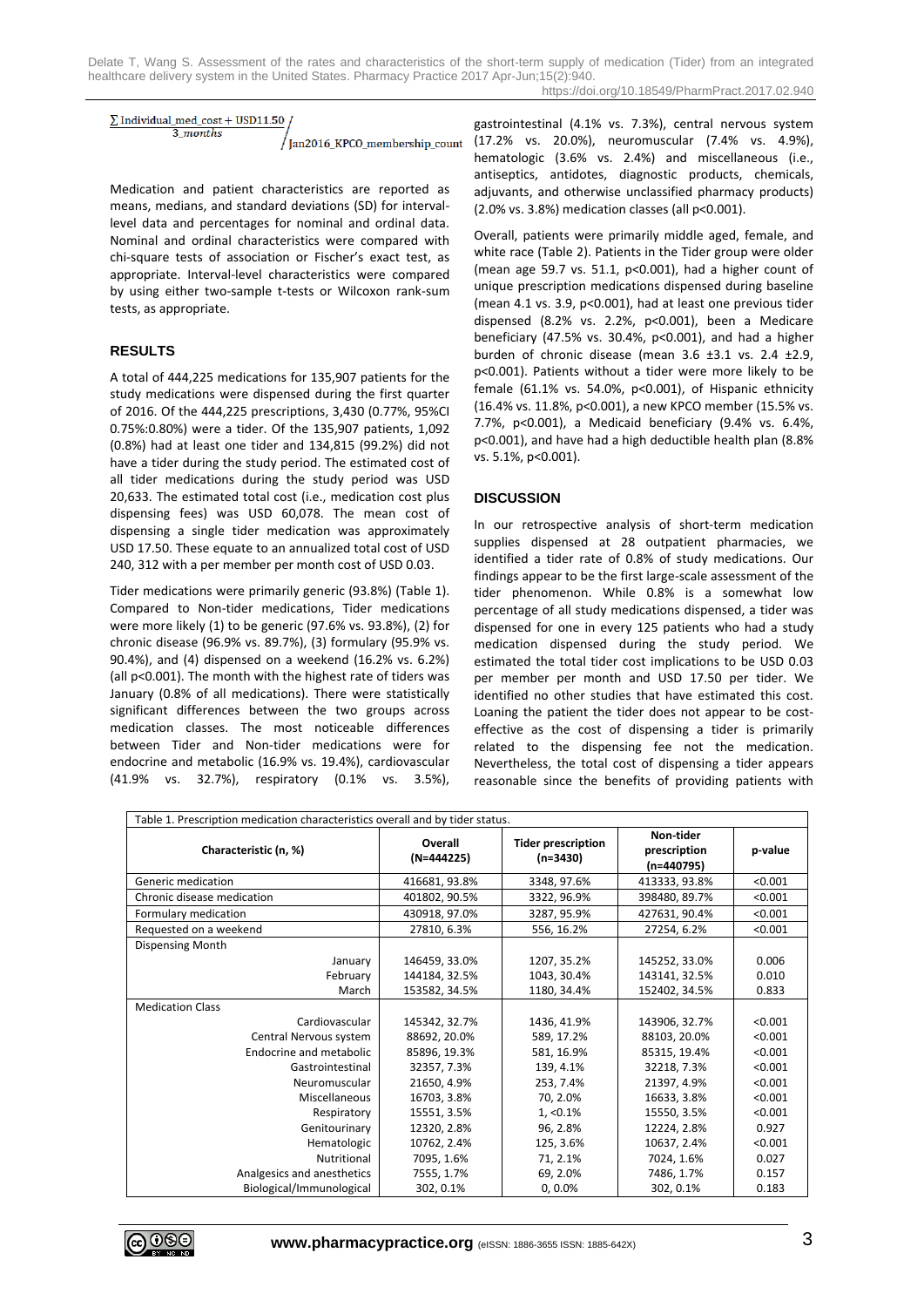$$\frac{\sum \text{Individual\_med\_cost} + \text{USD11.50}}{3\_months} \Big/ \text{Jan2016\_KPCO\_membership\_count}$$

Medication and patient characteristics are reported as means, medians, and standard deviations (SD) for interval-level data and percentages for nominal and ordinal data. Nominal and ordinal characteristics were compared with chi-square tests of association or Fischer's exact test, as appropriate. Interval-level characteristics were compared by using either two-sample t-tests or Wilcoxon rank-sum tests, as appropriate.

## RESULTS

A total of 444,225 medications for 135,907 patients for the study medications were dispensed during the first quarter of 2016. Of the 444,225 prescriptions, 3,430 (0.77%, 95%CI 0.75%:0.80%) were a tider. Of the 135,907 patients, 1,092 (0.8%) had at least one tider and 134,815 (99.2%) did not have a tider during the study period. The estimated cost of all tider medications during the study period was USD 20,633. The estimated total cost (i.e., medication cost plus dispensing fees) was USD 60,078. The mean cost of dispensing a single tider medication was approximately USD 17.50. These equate to an annualized total cost of USD 240, 312 with a per member per month cost of USD 0.03.

Tider medications were primarily generic (93.8%) (Table 1). Compared to Non-tider medications, Tider medications were more likely (1) to be generic (97.6% vs. 93.8%), (2) for chronic disease (96.9% vs. 89.7%), (3) formulary (95.9% vs. 90.4%), and (4) dispensed on a weekend (16.2% vs. 6.2%) (all p<0.001). The month with the highest rate of tiders was January (0.8% of all medications). There were statistically significant differences between the two groups across medication classes. The most noticeable differences between Tider and Non-tider medications were for endocrine and metabolic (16.9% vs. 19.4%), cardiovascular (41.9% vs. 32.7%), respiratory (0.1% vs. 3.5%), gastrointestinal (4.1% vs. 7.3%), central nervous system (17.2% vs. 20.0%), neuromuscular (7.4% vs. 4.9%), hematologic (3.6% vs. 2.4%) and miscellaneous (i.e., antiseptics, antidotes, diagnostic products, chemicals, adjuvants, and otherwise unclassified pharmacy products) (2.0% vs. 3.8%) medication classes (all p<0.001).

Overall, patients were primarily middle aged, female, and white race (Table 2). Patients in the Tider group were older (mean age 59.7 vs. 51.1, p<0.001), had a higher count of unique prescription medications dispensed during baseline (mean 4.1 vs. 3.9, p<0.001), had at least one previous tider dispensed (8.2% vs. 2.2%, p<0.001), been a Medicare beneficiary (47.5% vs. 30.4%, p<0.001), and had a higher burden of chronic disease (mean 3.6 ±3.1 vs. 2.4 ±2.9, p<0.001). Patients without a tider were more likely to be female (61.1% vs. 54.0%, p<0.001), of Hispanic ethnicity (16.4% vs. 11.8%, p<0.001), a new KPCO member (15.5% vs. 7.7%, p<0.001), a Medicaid beneficiary (9.4% vs. 6.4%, p<0.001), and have had a high deductible health plan (8.8% vs. 5.1%, p<0.001).

## DISCUSSION

In our retrospective analysis of short-term medication supplies dispensed at 28 outpatient pharmacies, we identified a tider rate of 0.8% of study medications. Our findings appear to be the first large-scale assessment of the tider phenomenon. While 0.8% is a somewhat low percentage of all study medications dispensed, a tider was dispensed for one in every 125 patients who had a study medication dispensed during the study period. We estimated the total tider cost implications to be USD 0.03 per member per month and USD 17.50 per tider. We identified no other studies that have estimated this cost. Loaning the patient the tider does not appear to be cost-effective as the cost of dispensing a tider is primarily related to the dispensing fee not the medication. Nevertheless, the total cost of dispensing a tider appears reasonable since the benefits of providing patients with

Table 1. Prescription medication characteristics overall and by tider status.

| Characteristic (n, %) | Overall (N=444225) | Tider prescription (n=3430) | Non-tider prescription (n=440795) | p-value |
|---|---|---|---|---|
| Generic medication | 416681, 93.8% | 3348, 97.6% | 413333, 93.8% | <0.001 |
| Chronic disease medication | 401802, 90.5% | 3322, 96.9% | 398480, 89.7% | <0.001 |
| Formulary medication | 430918, 97.0% | 3287, 95.9% | 427631, 90.4% | <0.001 |
| Requested on a weekend | 27810, 6.3% | 556, 16.2% | 27254, 6.2% | <0.001 |
| Dispensing Month | | | | |
| January | 146459, 33.0% | 1207, 35.2% | 145252, 33.0% | 0.006 |
| February | 144184, 32.5% | 1043, 30.4% | 143141, 32.5% | 0.010 |
| March | 153582, 34.5% | 1180, 34.4% | 152402, 34.5% | 0.833 |
| Medication Class | | | | |
| Cardiovascular | 145342, 32.7% | 1436, 41.9% | 143906, 32.7% | <0.001 |
| Central Nervous system | 88692, 20.0% | 589, 17.2% | 88103, 20.0% | <0.001 |
| Endocrine and metabolic | 85896, 19.3% | 581, 16.9% | 85315, 19.4% | <0.001 |
| Gastrointestinal | 32357, 7.3% | 139, 4.1% | 32218, 7.3% | <0.001 |
| Neuromuscular | 21650, 4.9% | 253, 7.4% | 21397, 4.9% | <0.001 |
| Miscellaneous | 16703, 3.8% | 70, 2.0% | 16633, 3.8% | <0.001 |
| Respiratory | 15551, 3.5% | 1, <0.1% | 15550, 3.5% | <0.001 |
| Genitourinary | 12320, 2.8% | 96, 2.8% | 12224, 2.8% | 0.927 |
| Hematologic | 10762, 2.4% | 125, 3.6% | 10637, 2.4% | <0.001 |
| Nutritional | 7095, 1.6% | 71, 2.1% | 7024, 1.6% | 0.027 |
| Analgesics and anesthetics | 7555, 1.7% | 69, 2.0% | 7486, 1.7% | 0.157 |
| Biological/Immunological | 302, 0.1% | 0, 0.0% | 302, 0.1% | 0.183 |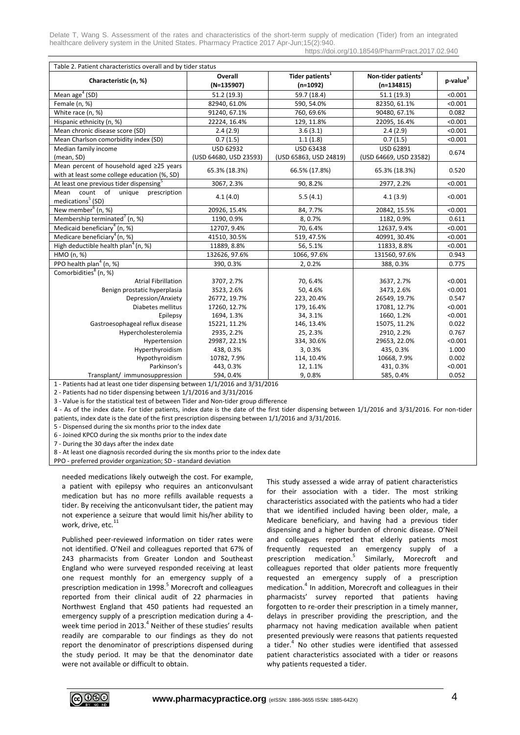| Table 2. Patient characteristics overall and by tider status | | | | |
|---|---|---|---|---|
| Characteristic (n, %) | Overall (N=135907) | Tider patients[1] (n=1092) | Non-tider patients[2] (n=134815) | p-value[3] |
| Mean age[4] (SD) | 51.2 (19.3) | 59.7 (18.4) | 51.1 (19.3) | <0.001 |
| Female (n, %) | 82940, 61.0% | 590, 54.0% | 82350, 61.1% | <0.001 |
| White race (n, %) | 91240, 67.1% | 760, 69.6% | 90480, 67.1% | 0.082 |
| Hispanic ethnicity (n, %) | 22224, 16.4% | 129, 11.8% | 22095, 16.4% | <0.001 |
| Mean chronic disease score (SD) | 2.4 (2.9) | 3.6 (3.1) | 2.4 (2.9) | <0.001 |
| Mean Charlson comorbidity index (SD) | 0.7 (1.5) | 1.1 (1.8) | 0.7 (1.5) | <0.001 |
| Median family income (mean, SD) | USD 62932 (USD 64680, USD 23593) | USD 63438 (USD 65863, USD 24819) | USD 62891 (USD 64669, USD 23582) | 0.674 |
| Mean percent of household aged ≥25 years with at least some college education (%, SD) | 65.3% (18.3%) | 66.5% (17.8%) | 65.3% (18.3%) | 0.520 |
| At least one previous tider dispensing[5] | 3067, 2.3% | 90, 8.2% | 2977, 2.2% | <0.001 |
| Mean count of unique prescription medications[5] (SD) | 4.1 (4.0) | 5.5 (4.1) | 4.1 (3.9) | <0.001 |
| New member[6] (n, %) | 20926, 15.4% | 84, 7.7% | 20842, 15.5% | <0.001 |
| Membership terminated[7] (n, %) | 1190, 0.9% | 8, 0.7% | 1182, 0.9% | 0.611 |
| Medicaid beneficiary[4] (n, %) | 12707, 9.4% | 70, 6.4% | 12637, 9.4% | <0.001 |
| Medicare beneficiary[4] (n, %) | 41510, 30.5% | 519, 47.5% | 40991, 30.4% | <0.001 |
| High deductible health plan[4] (n, %) | 11889, 8.8% | 56, 5.1% | 11833, 8.8% | <0.001 |
| HMO (n, %) | 132626, 97.6% | 1066, 97.6% | 131560, 97.6% | 0.943 |
| PPO health plan[4] (n, %) | 390, 0.3% | 2, 0.2% | 388, 0.3% | 0.775 |
| Comorbidities[8] (n, %) | | | | |
| Atrial Fibrillation | 3707, 2.7% | 70, 6.4% | 3637, 2.7% | <0.001 |
| Benign prostatic hyperplasia | 3523, 2.6% | 50, 4.6% | 3473, 2.6% | <0.001 |
| Depression/Anxiety | 26772, 19.7% | 223, 20.4% | 26549, 19.7% | 0.547 |
| Diabetes mellitus | 17260, 12.7% | 179, 16.4% | 17081, 12.7% | <0.001 |
| Epilepsy | 1694, 1.3% | 34, 3.1% | 1660, 1.2% | <0.001 |
| Gastroesophageal reflux disease | 15221, 11.2% | 146, 13.4% | 15075, 11.2% | 0.022 |
| Hypercholesterolemia | 2935, 2.2% | 25, 2.3% | 2910, 2.2% | 0.767 |
| Hypertension | 29987, 22.1% | 334, 30.6% | 29653, 22.0% | <0.001 |
| Hyperthyroidism | 438, 0.3% | 3, 0.3% | 435, 0.3% | 1.000 |
| Hypothyroidism | 10782, 7.9% | 114, 10.4% | 10668, 7.9% | 0.002 |
| Parkinson's | 443, 0.3% | 12, 1.1% | 431, 0.3% | <0.001 |
| Transplant/ immunosuppression | 594, 0.4% | 9, 0.8% | 585, 0.4% | 0.052 |

1 - Patients had at least one tider dispensing between 1/1/2016 and 3/31/2016
2 - Patients had no tider dispensing between 1/1/2016 and 3/31/2016
3 - Value is for the statistical test of between Tider and Non-tider group difference
4 - As of the index date. For tider patients, index date is the date of the first tider dispensing between 1/1/2016 and 3/31/2016. For non-tider patients, index date is the date of the first prescription dispensing between 1/1/2016 and 3/31/2016.
5 - Dispensed during the six months prior to the index date
6 - Joined KPCO during the six months prior to the index date
7 - During the 30 days after the index date
8 - At least one diagnosis recorded during the six months prior to the index date
PPO - preferred provider organization; SD - standard deviation

needed medications likely outweigh the cost. For example, a patient with epilepsy who requires an anticonvulsant medication but has no more refills available requests a tider. By receiving the anticonvulsant tider, the patient may not experience a seizure that would limit his/her ability to work, drive, etc.[11]

Published peer-reviewed information on tider rates were not identified. O'Neil and colleagues reported that 67% of 243 pharmacists from Greater London and Southeast England who were surveyed responded receiving at least one request monthly for an emergency supply of a prescription medication in 1998.[5] Morecroft and colleagues reported from their clinical audit of 22 pharmacies in Northwest England that 450 patients had requested an emergency supply of a prescription medication during a 4-week time period in 2013.[4] Neither of these studies' results readily are comparable to our findings as they do not report the denominator of prescriptions dispensed during the study period. It may be that the denominator date were not available or difficult to obtain.

This study assessed a wide array of patient characteristics for their association with a tider. The most striking characteristics associated with the patients who had a tider that we identified included having been older, male, a Medicare beneficiary, and having had a previous tider dispensing and a higher burden of chronic disease. O'Neil and colleagues reported that elderly patients most frequently requested an emergency supply of a prescription medication.[5] Similarly, Morecroft and colleagues reported that older patients more frequently requested an emergency supply of a prescription medication.[4] In addition, Morecroft and colleagues in their pharmacists' survey reported that patients having forgotten to re-order their prescription in a timely manner, delays in prescriber providing the prescription, and the pharmacy not having medication available when patient presented previously were reasons that patients requested a tider.[4] No other studies were identified that assessed patient characteristics associated with a tider or reasons why patients requested a tider.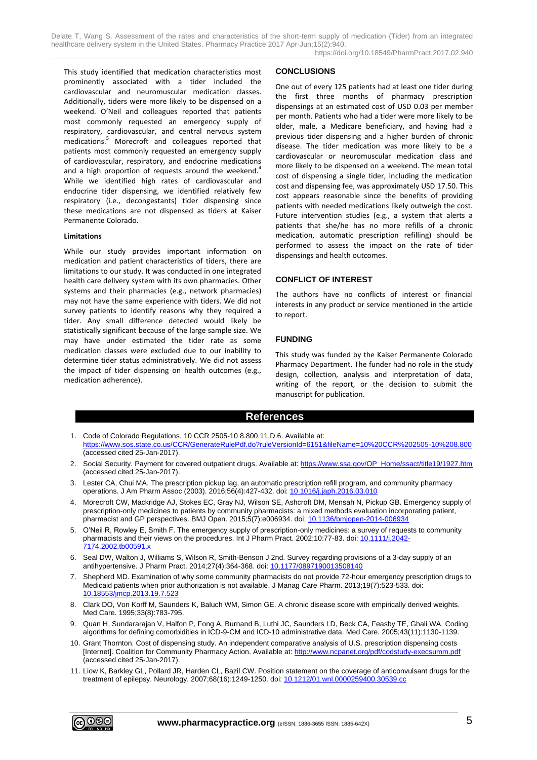This study identified that medication characteristics most prominently associated with a tider included the cardiovascular and neuromuscular medication classes. Additionally, tiders were more likely to be dispensed on a weekend. O'Neil and colleagues reported that patients most commonly requested an emergency supply of respiratory, cardiovascular, and central nervous system medications.[5] Morecroft and colleagues reported that patients most commonly requested an emergency supply of cardiovascular, respiratory, and endocrine medications and a high proportion of requests around the weekend.[4] While we identified high rates of cardiovascular and endocrine tider dispensing, we identified relatively few respiratory (i.e., decongestants) tider dispensing since these medications are not dispensed as tiders at Kaiser Permanente Colorado.

#### Limitations

While our study provides important information on medication and patient characteristics of tiders, there are limitations to our study. It was conducted in one integrated health care delivery system with its own pharmacies. Other systems and their pharmacies (e.g., network pharmacies) may not have the same experience with tiders. We did not survey patients to identify reasons why they required a tider. Any small difference detected would likely be statistically significant because of the large sample size. We may have under estimated the tider rate as some medication classes were excluded due to our inability to determine tider status administratively. We did not assess the impact of tider dispensing on health outcomes (e.g., medication adherence).

## CONCLUSIONS

One out of every 125 patients had at least one tider during the first three months of pharmacy prescription dispensings at an estimated cost of USD 0.03 per member per month. Patients who had a tider were more likely to be older, male, a Medicare beneficiary, and having had a previous tider dispensing and a higher burden of chronic disease. The tider medication was more likely to be a cardiovascular or neuromuscular medication class and more likely to be dispensed on a weekend. The mean total cost of dispensing a single tider, including the medication cost and dispensing fee, was approximately USD 17.50. This cost appears reasonable since the benefits of providing patients with needed medications likely outweigh the cost. Future intervention studies (e.g., a system that alerts a patients that she/he has no more refills of a chronic medication, automatic prescription refilling) should be performed to assess the impact on the rate of tider dispensings and health outcomes.

## CONFLICT OF INTEREST

The authors have no conflicts of interest or financial interests in any product or service mentioned in the article to report.

## FUNDING

This study was funded by the Kaiser Permanente Colorado Pharmacy Department. The funder had no role in the study design, collection, analysis and interpretation of data, writing of the report, or the decision to submit the manuscript for publication.

## References

1. Code of Colorado Regulations. 10 CCR 2505-10 8.800.11.D.6. Available at: https://www.sos.state.co.us/CCR/GenerateRulePdf.do?ruleVersionId=6151&fileName=10%20CCR%202505-10%208.800 (accessed cited 25-Jan-2017).
2. Social Security. Payment for covered outpatient drugs. Available at: https://www.ssa.gov/OP_Home/ssact/title19/1927.htm (accessed cited 25-Jan-2017).
3. Lester CA, Chui MA. The prescription pickup lag, an automatic prescription refill program, and community pharmacy operations. J Am Pharm Assoc (2003). 2016;56(4):427-432. doi: 10.1016/j.japh.2016.03.010
4. Morecroft CW, Mackridge AJ, Stokes EC, Gray NJ, Wilson SE, Ashcroft DM, Mensah N, Pickup GB. Emergency supply of prescription-only medicines to patients by community pharmacists: a mixed methods evaluation incorporating patient, pharmacist and GP perspectives. BMJ Open. 2015;5(7):e006934. doi: 10.1136/bmjopen-2014-006934
5. O'Neil R, Rowley E, Smith F. The emergency supply of prescription-only medicines: a survey of requests to community pharmacists and their views on the procedures. Int J Pharm Pract. 2002;10:77-83. doi: 10.1111/j.2042-7174.2002.tb00591.x
6. Seal DW, Walton J, Williams S, Wilson R, Smith-Benson J 2nd. Survey regarding provisions of a 3-day supply of an antihypertensive. J Pharm Pract. 2014;27(4):364-368. doi: 10.1177/0897190013508140
7. Shepherd MD. Examination of why some community pharmacists do not provide 72-hour emergency prescription drugs to Medicaid patients when prior authorization is not available. J Manag Care Pharm. 2013;19(7):523-533. doi: 10.18553/jmcp.2013.19.7.523
8. Clark DO, Von Korff M, Saunders K, Baluch WM, Simon GE. A chronic disease score with empirically derived weights. Med Care. 1995;33(8):783-795.
9. Quan H, Sundararajan V, Halfon P, Fong A, Burnand B, Luthi JC, Saunders LD, Beck CA, Feasby TE, Ghali WA. Coding algorithms for defining comorbidities in ICD-9-CM and ICD-10 administrative data. Med Care. 2005;43(11):1130-1139.
10. Grant Thornton. Cost of dispensing study. An independent comparative analysis of U.S. prescription dispensing costs [Internet]. Coalition for Community Pharmacy Action. Available at: http://www.ncpanet.org/pdf/codstudy-execsumm.pdf (accessed cited 25-Jan-2017).
11. Liow K, Barkley GL, Pollard JR, Harden CL, Bazil CW. Position statement on the coverage of anticonvulsant drugs for the treatment of epilepsy. Neurology. 2007;68(16):1249-1250. doi: 10.1212/01.wnl.0000259400.30539.cc